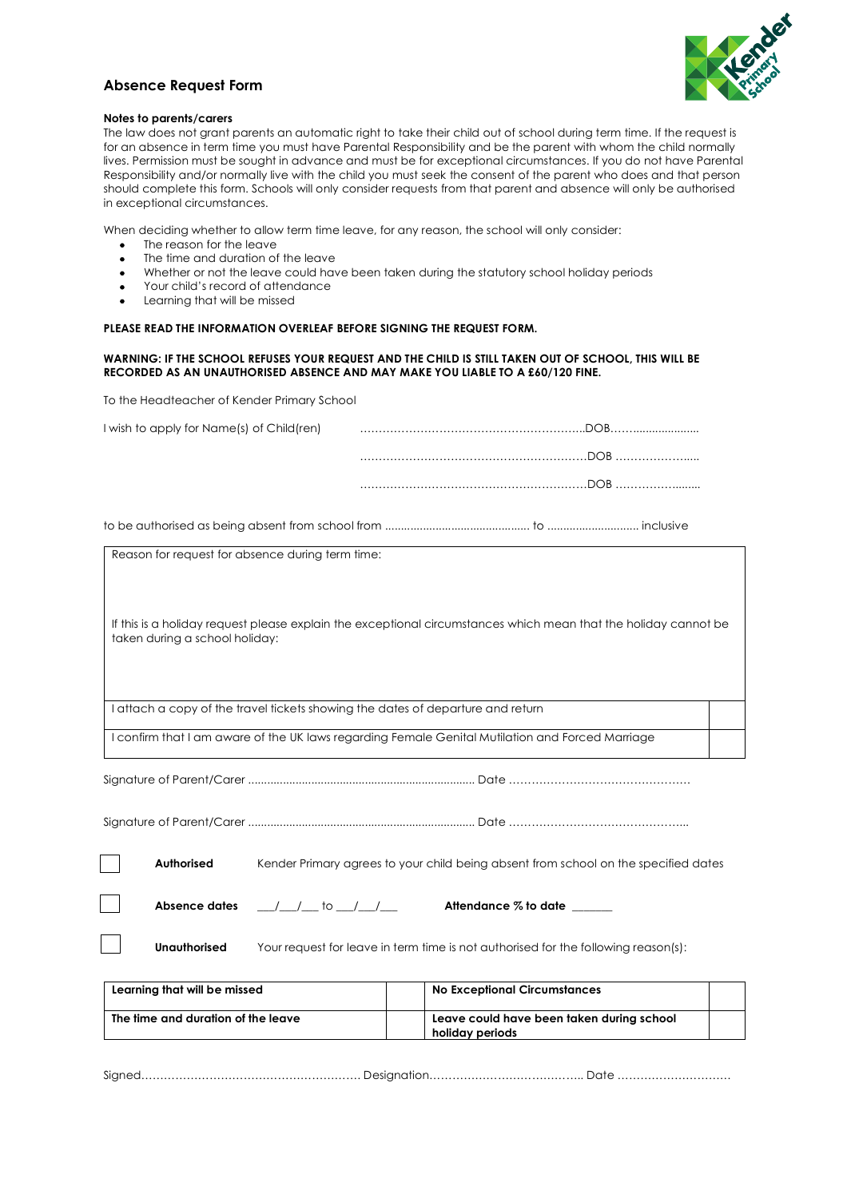## Absence Request Form

**Notes to parents/carers**

The law does not grant parents an automatic right to take their child out of school during term time. If the request is for an absence in term time you must have Parental Responsibility and be the parent with whom the child normally lives. Permission must be sought in advance and must be for exceptional circumstances. If you do not have Parental Responsibility and/or normally live with the child you must seek the consent of the parent who does and that person should complete this form. Schools will only consider requests from that parent and absence will only be authorised in exceptional circumstances.

When deciding whether to allow term time leave, for any reason, the school will only consider:

- The reason for the leave
- The time and duration of the leave
- Whether or not the leave could have been taken during the statutory school holiday periods
- Your child's record of attendance
- Learning that will be missed

**PLEASE READ THE INFORMATION OVERLEAF BEFORE SIGNING THE REQUEST FORM.**

**WARNING: IF THE SCHOOL REFUSES YOUR REQUEST AND THE CHILD IS STILL TAKEN OUT OF SCHOOL, THIS WILL BE RECORDED AS AN UNAUTHORISED ABSENCE AND MAY MAKE YOU LIABLE TO A £60/120 FINE.**

To the Headteacher of Kender Primary School

I wish to apply for Name(s) of Child(ren) ……………………………………………………DOB…………………………

……………………………………………………DOB …………………………

……………………………………………………DOB …………………………

to be authorised as being absent from school from ............................................ to ............................ inclusive

| Reason for request for absence during term time:<br><br><br>If this is a holiday request please explain the exceptional circumstances which mean that the holiday cannot be taken during a school holiday: | |
|---|---|
| I attach a copy of the travel tickets showing the dates of departure and return | |
| I confirm that I am aware of the UK laws regarding Female Genital Mutilation and Forced Marriage | |

Signature of Parent/Carer ....................................................................... Date ………………………………………….

Signature of Parent/Carer ....................................................................... Date ………………………………………….

☐ **Authorised** Kender Primary agrees to your child being absent from school on the specified dates

☐ **Absence dates** \_\_\_/\_\_\_/\_\_\_ to \_\_\_/\_\_\_/\_\_\_ **Attendance % to date** \_\_\_\_\_\_

☐ **Unauthorised** Your request for leave in term time is not authorised for the following reason(s):

| **Learning that will be missed** | | **No Exceptional Circumstances** | |
|---|---|---|---|
| **The time and duration of the leave** | | **Leave could have been taken during school holiday periods** | |

Signed……………………………………………………. Designation………………………………….. Date …………………………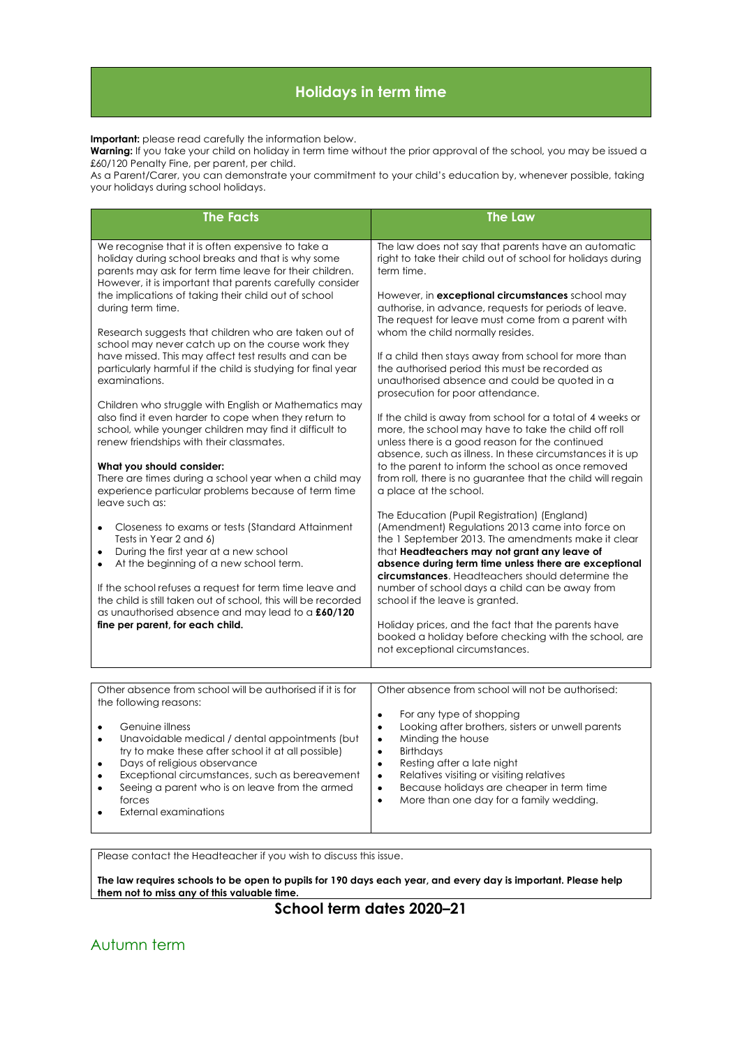## Holidays in term time

**Important:** please read carefully the information below.
**Warning:** If you take your child on holiday in term time without the prior approval of the school, you may be issued a £60/120 Penalty Fine, per parent, per child.
As a Parent/Carer, you can demonstrate your commitment to your child's education by, whenever possible, taking your holidays during school holidays.

### The Facts

We recognise that it is often expensive to take a holiday during school breaks and that is why some parents may ask for term time leave for their children. However, it is important that parents carefully consider the implications of taking their child out of school during term time.

Research suggests that children who are taken out of school may never catch up on the course work they have missed. This may affect test results and can be particularly harmful if the child is studying for final year examinations.

Children who struggle with English or Mathematics may also find it even harder to cope when they return to school, while younger children may find it difficult to renew friendships with their classmates.

**What you should consider:**
There are times during a school year when a child may experience particular problems because of term time leave such as:

- Closeness to exams or tests (Standard Attainment Tests in Year 2 and 6)
- During the first year at a new school
- At the beginning of a new school term.

If the school refuses a request for term time leave and the child is still taken out of school, this will be recorded as unauthorised absence and may lead to a **£60/120 fine per parent, for each child.**

### The Law

The law does not say that parents have an automatic right to take their child out of school for holidays during term time.

However, in **exceptional circumstances** school may authorise, in advance, requests for periods of leave. The request for leave must come from a parent with whom the child normally resides.

If a child then stays away from school for more than the authorised period this must be recorded as unauthorised absence and could be quoted in a prosecution for poor attendance.

If the child is away from school for a total of 4 weeks or more, the school may have to take the child off roll unless there is a good reason for the continued absence, such as illness. In these circumstances it is up to the parent to inform the school as once removed from roll, there is no guarantee that the child will regain a place at the school.

The Education (Pupil Registration) (England) (Amendment) Regulations 2013 came into force on the 1 September 2013. The amendments make it clear that **Headteachers may not grant any leave of absence during term time unless there are exceptional circumstances**. Headteachers should determine the number of school days a child can be away from school if the leave is granted.

Holiday prices, and the fact that the parents have booked a holiday before checking with the school, are not exceptional circumstances.

---

Other absence from school will be authorised if it is for the following reasons:

- Genuine illness
- Unavoidable medical / dental appointments (but try to make these after school it at all possible)
- Days of religious observance
- Exceptional circumstances, such as bereavement
- Seeing a parent who is on leave from the armed forces
- External examinations

Other absence from school will not be authorised:

- For any type of shopping
- Looking after brothers, sisters or unwell parents
- Minding the house
- Birthdays
- Resting after a late night
- Relatives visiting or visiting relatives
- Because holidays are cheaper in term time
- More than one day for a family wedding.

---

Please contact the Headteacher if you wish to discuss this issue.

**The law requires schools to be open to pupils for 190 days each year, and every day is important. Please help them not to miss any of this valuable time.**

## School term dates 2020–21

### Autumn term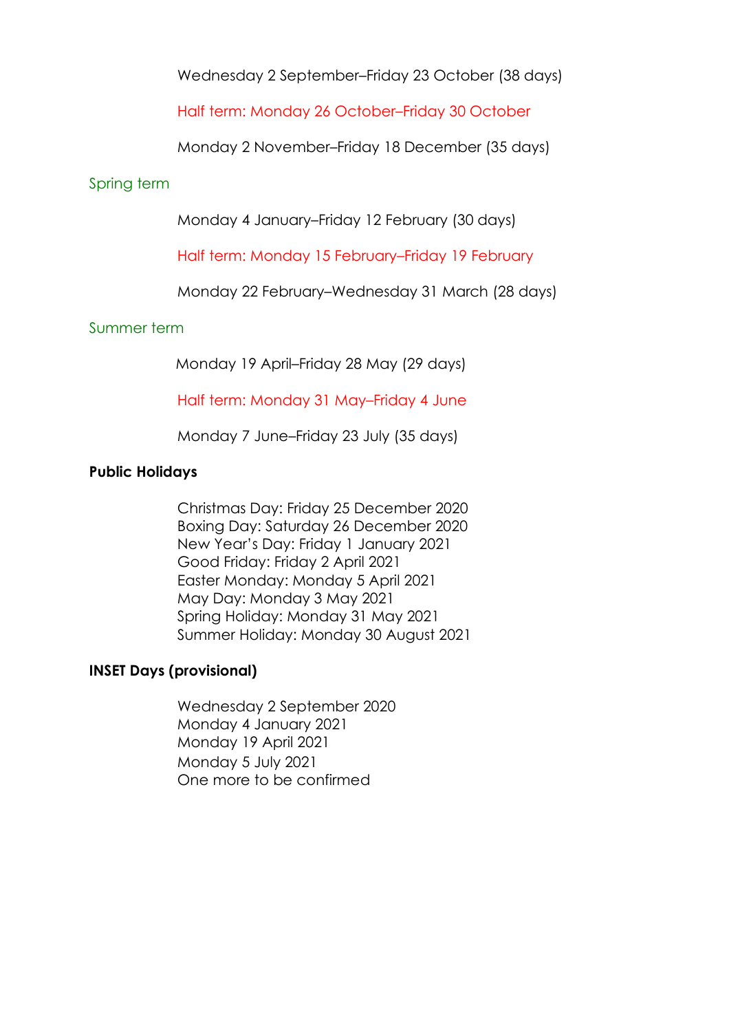Wednesday 2 September–Friday 23 October (38 days)

Half term: Monday 26 October–Friday 30 October

Monday 2 November–Friday 18 December (35 days)

## Spring term

Monday 4 January–Friday 12 February (30 days)

Half term: Monday 15 February–Friday 19 February

Monday 22 February–Wednesday 31 March (28 days)

## Summer term

Monday 19 April–Friday 28 May (29 days)

Half term: Monday 31 May–Friday 4 June

Monday 7 June–Friday 23 July (35 days)

**Public Holidays**

Christmas Day: Friday 25 December 2020
Boxing Day: Saturday 26 December 2020
New Year's Day: Friday 1 January 2021
Good Friday: Friday 2 April 2021
Easter Monday: Monday 5 April 2021
May Day: Monday 3 May 2021
Spring Holiday: Monday 31 May 2021
Summer Holiday: Monday 30 August 2021

**INSET Days (provisional)**

Wednesday 2 September 2020
Monday 4 January 2021
Monday 19 April 2021
Monday 5 July 2021
One more to be confirmed